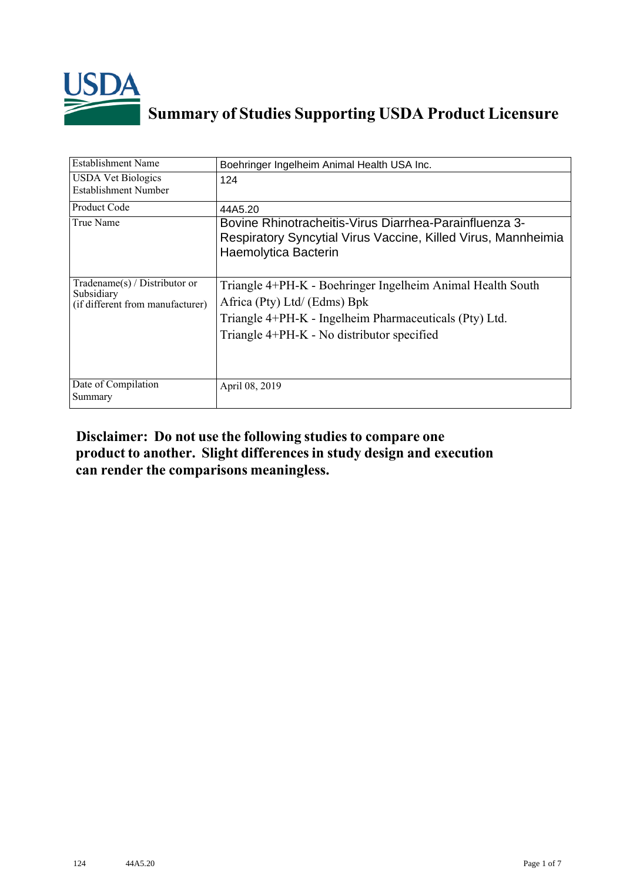# Summary of Studies Supporting USDA Product Licensure

| Establishment Name | Boehringer Ingelheim Animal Health USA Inc. |
|---|---|
| USDA Vet Biologics Establishment Number | 124 |
| Product Code | 44A5.20 |
| True Name | Bovine Rhinotracheitis-Virus Diarrhea-Parainfluenza 3-Respiratory Syncytial Virus Vaccine, Killed Virus, Mannheimia Haemolytica Bacterin |
| Tradename(s) / Distributor or Subsidiary (if different from manufacturer) | Triangle 4+PH-K - Boehringer Ingelheim Animal Health South Africa (Pty) Ltd/ (Edms) Bpk<br>Triangle 4+PH-K - Ingelheim Pharmaceuticals (Pty) Ltd.<br>Triangle 4+PH-K - No distributor specified |
| Date of Compilation Summary | April 08, 2019 |

**Disclaimer: Do not use the following studies to compare one product to another. Slight differences in study design and execution can render the comparisons meaningless.**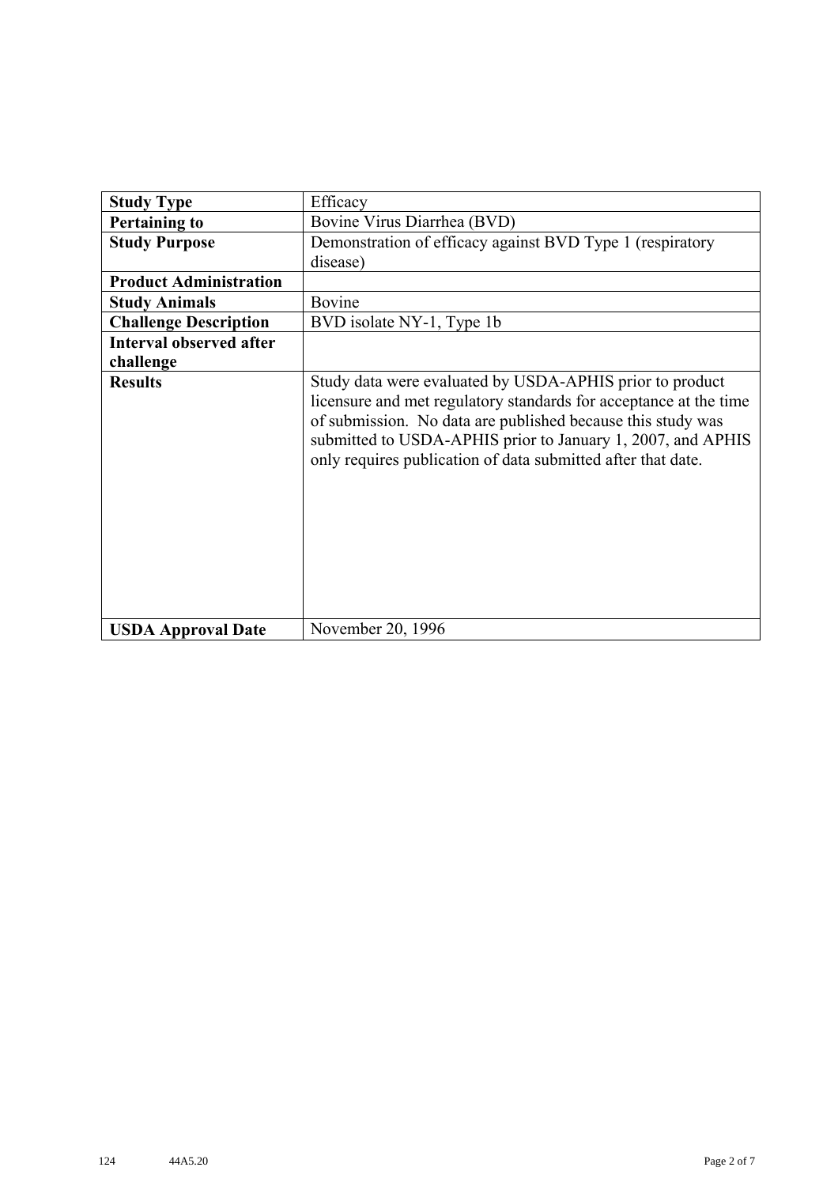| Study Type | Efficacy |
|---|---|
| **Pertaining to** | Bovine Virus Diarrhea (BVD) |
| **Study Purpose** | Demonstration of efficacy against BVD Type 1 (respiratory disease) |
| **Product Administration** | |
| **Study Animals** | Bovine |
| **Challenge Description** | BVD isolate NY-1, Type 1b |
| **Interval observed after challenge** | |
| **Results** | Study data were evaluated by USDA-APHIS prior to product licensure and met regulatory standards for acceptance at the time of submission. No data are published because this study was submitted to USDA-APHIS prior to January 1, 2007, and APHIS only requires publication of data submitted after that date. |
| **USDA Approval Date** | November 20, 1996 |

124 44A5.20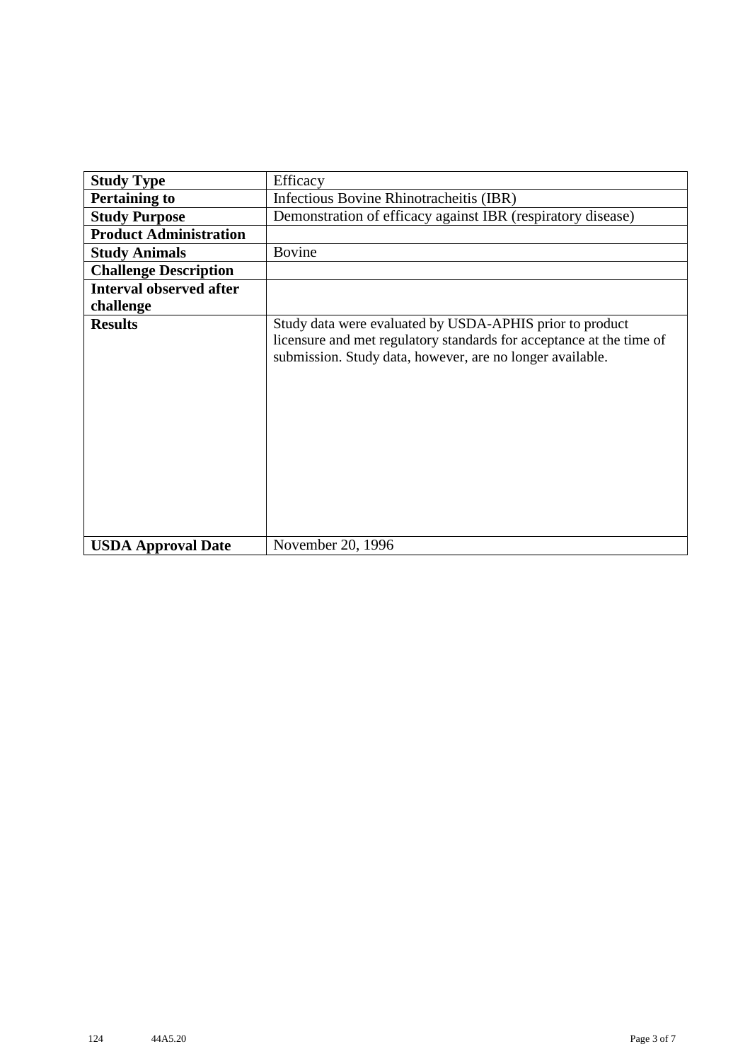| | |
|---|---|
| **Study Type** | Efficacy |
| **Pertaining to** | Infectious Bovine Rhinotracheitis (IBR) |
| **Study Purpose** | Demonstration of efficacy against IBR (respiratory disease) |
| **Product Administration** | |
| **Study Animals** | Bovine |
| **Challenge Description** | |
| **Interval observed after challenge** | |
| **Results** | Study data were evaluated by USDA-APHIS prior to product licensure and met regulatory standards for acceptance at the time of submission. Study data, however, are no longer available. |
| **USDA Approval Date** | November 20, 1996 |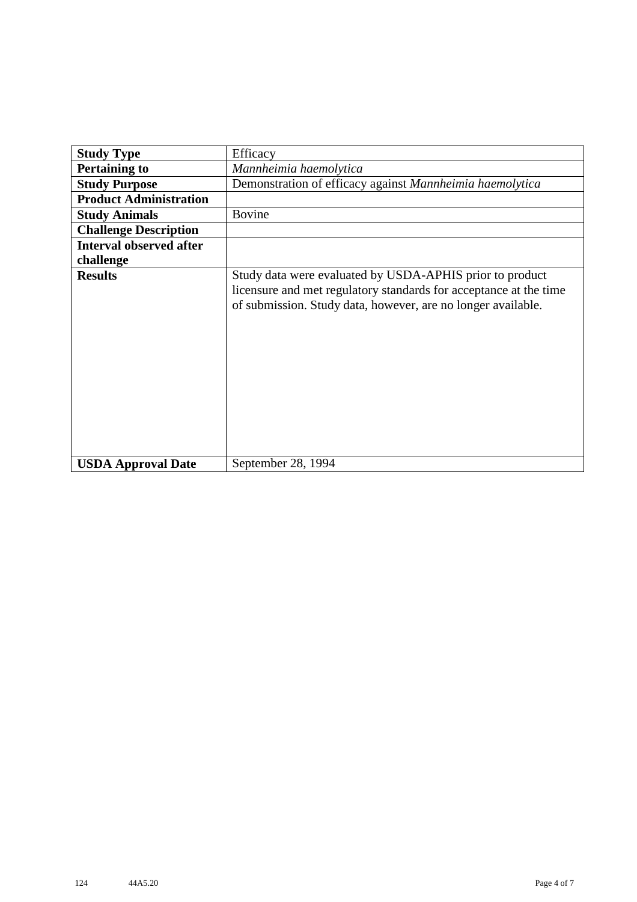| | |
|---|---|
| **Study Type** | Efficacy |
| **Pertaining to** | *Mannheimia haemolytica* |
| **Study Purpose** | Demonstration of efficacy against *Mannheimia haemolytica* |
| **Product Administration** | |
| **Study Animals** | Bovine |
| **Challenge Description** | |
| **Interval observed after challenge** | |
| **Results** | Study data were evaluated by USDA-APHIS prior to product licensure and met regulatory standards for acceptance at the time of submission. Study data, however, are no longer available. |
| **USDA Approval Date** | September 28, 1994 |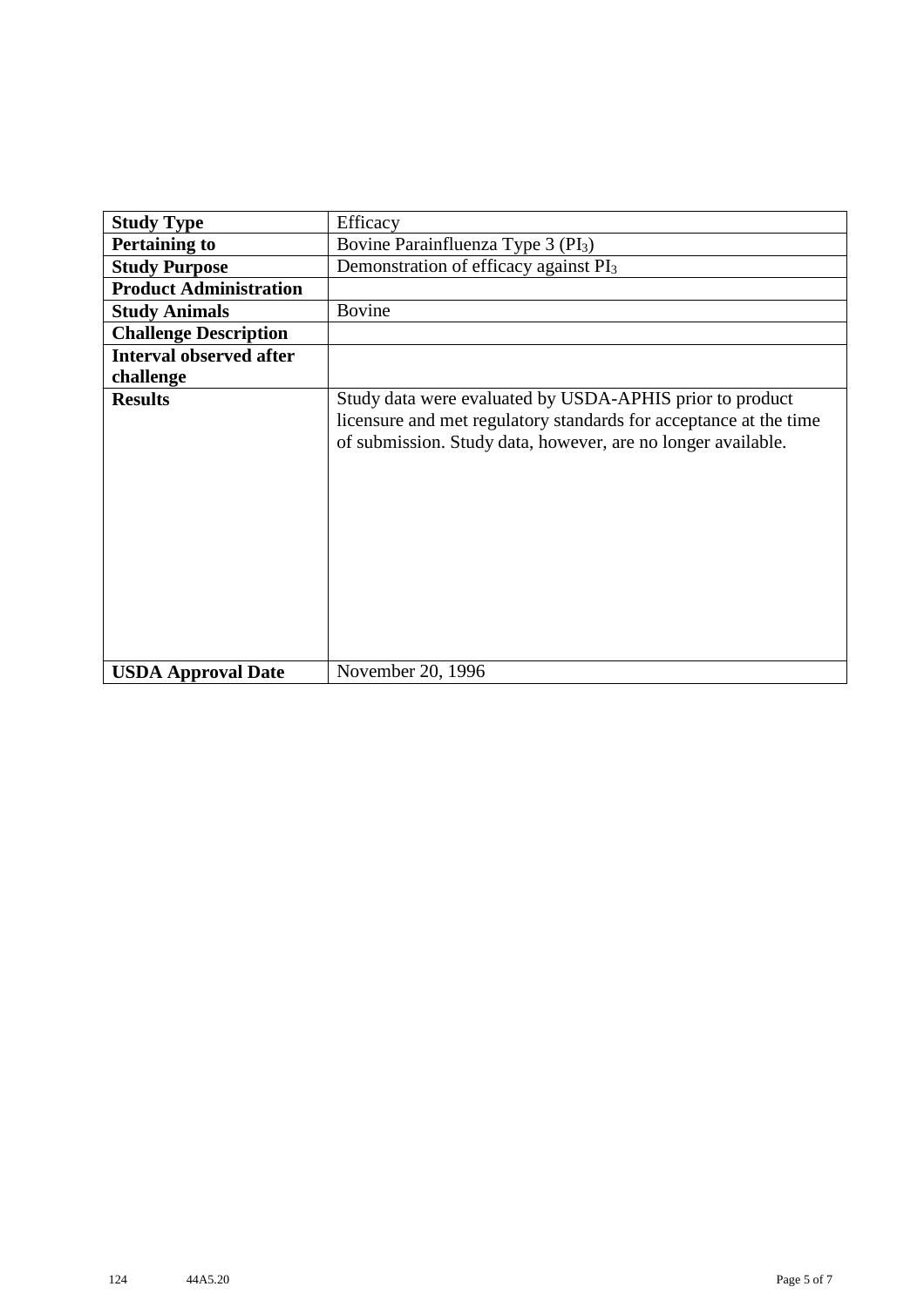| **Study Type** | Efficacy |
|---|---|
| **Pertaining to** | Bovine Parainfluenza Type 3 ($PI_3$) |
| **Study Purpose** | Demonstration of efficacy against $PI_3$ |
| **Product Administration** | |
| **Study Animals** | Bovine |
| **Challenge Description** | |
| **Interval observed after challenge** | |
| **Results** | Study data were evaluated by USDA-APHIS prior to product licensure and met regulatory standards for acceptance at the time of submission. Study data, however, are no longer available. |
| **USDA Approval Date** | November 20, 1996 |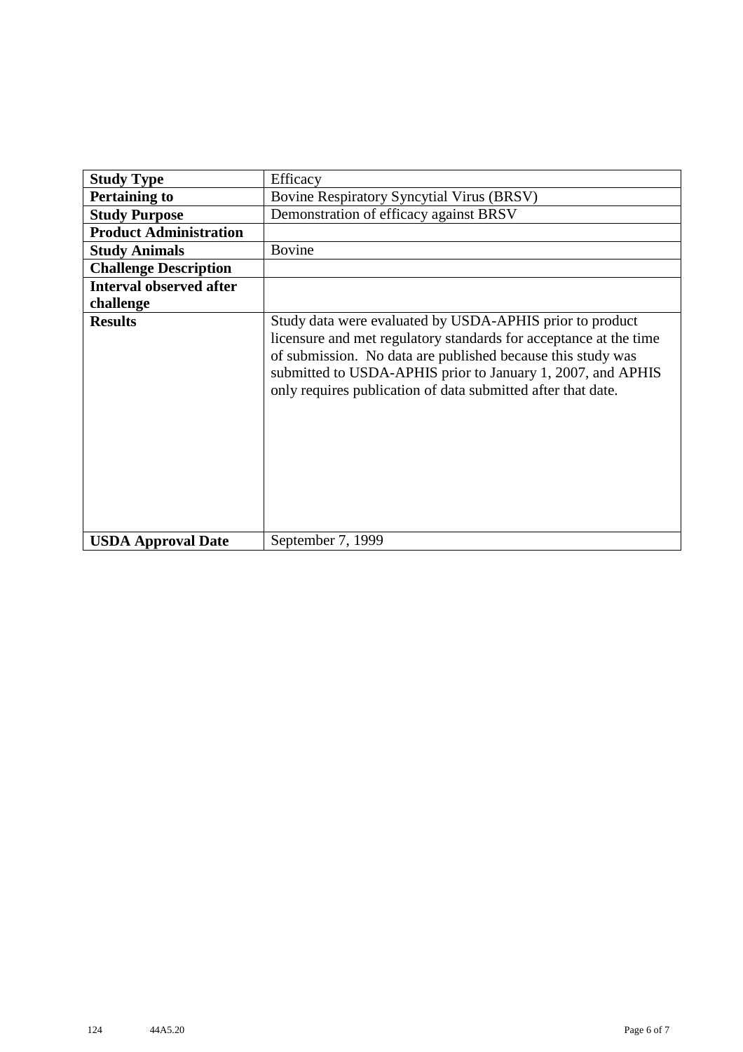| **Study Type** | Efficacy |
| --- | --- |
| **Pertaining to** | Bovine Respiratory Syncytial Virus (BRSV) |
| **Study Purpose** | Demonstration of efficacy against BRSV |
| **Product Administration** | |
| **Study Animals** | Bovine |
| **Challenge Description** | |
| **Interval observed after challenge** | |
| **Results** | Study data were evaluated by USDA-APHIS prior to product licensure and met regulatory standards for acceptance at the time of submission. No data are published because this study was submitted to USDA-APHIS prior to January 1, 2007, and APHIS only requires publication of data submitted after that date. |
| **USDA Approval Date** | September 7, 1999 |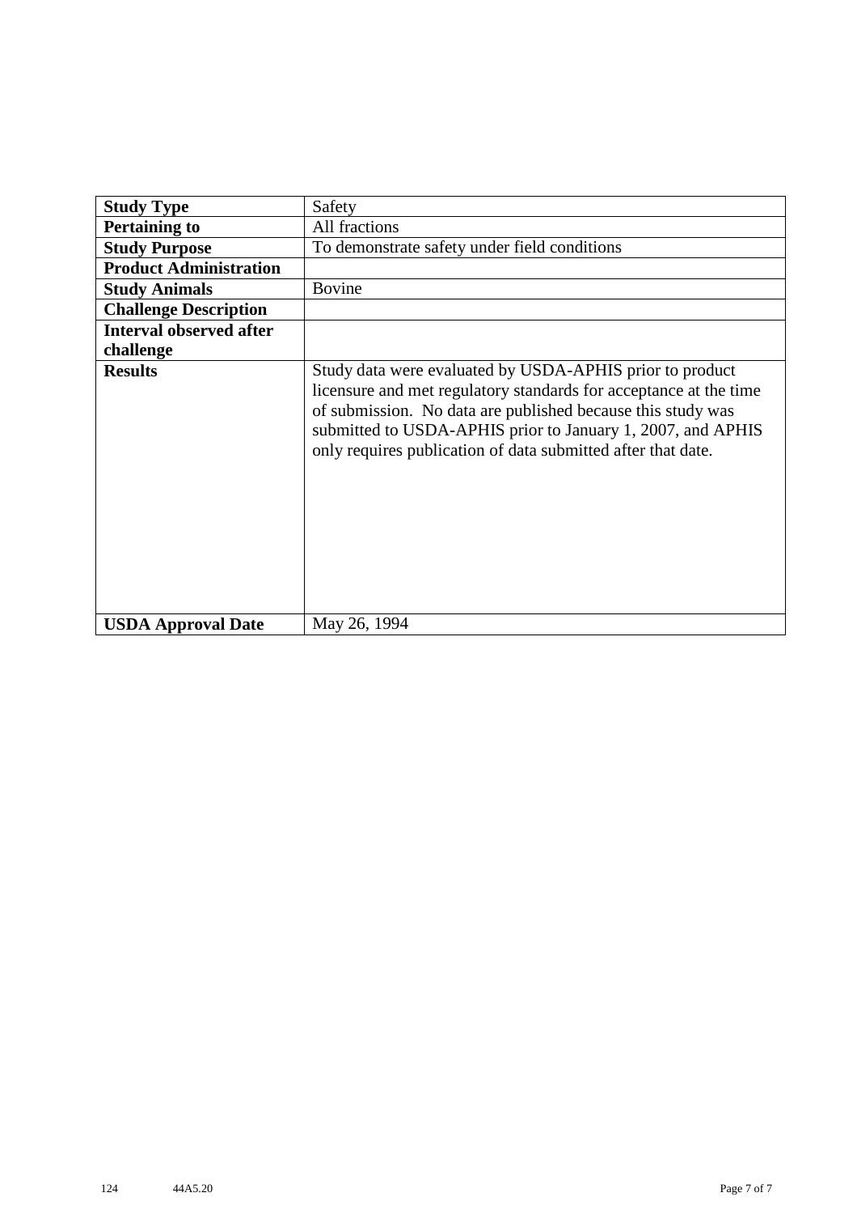| | |
|---|---|
| **Study Type** | Safety |
| **Pertaining to** | All fractions |
| **Study Purpose** | To demonstrate safety under field conditions |
| **Product Administration** | |
| **Study Animals** | Bovine |
| **Challenge Description** | |
| **Interval observed after challenge** | |
| **Results** | Study data were evaluated by USDA-APHIS prior to product licensure and met regulatory standards for acceptance at the time of submission. No data are published because this study was submitted to USDA-APHIS prior to January 1, 2007, and APHIS only requires publication of data submitted after that date. |
| **USDA Approval Date** | May 26, 1994 |

124 44A5.20